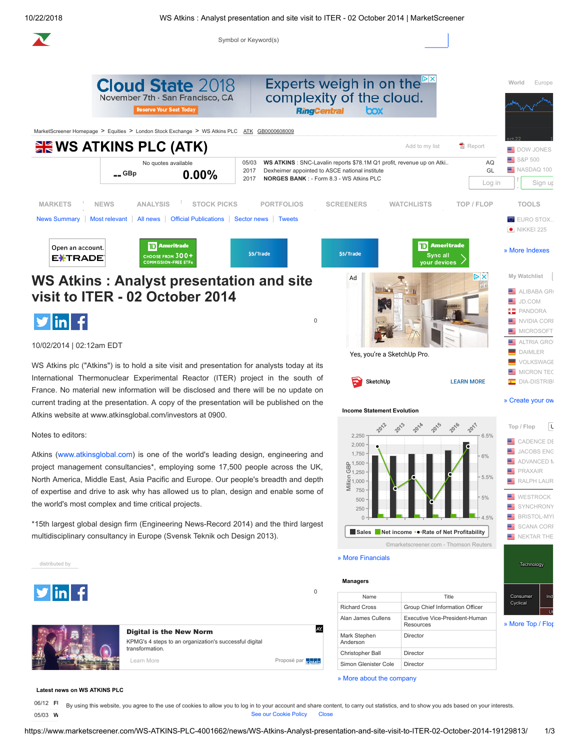MarketScreener Homepage > Equities > London Stock Exchange > WS Atkins PLC ATK GB0000608009

# WS ATKINS PLC (ATK)

No quotes available

-- GBp 0.00%

| | |
|---|---|
| 05/03 | WS ATKINS : SNC-Lavalin reports $78.1M Q1 profit, revenue up on Atki.. |
| 2017 | Dexheimer appointed to ASCE national institute |
| 2017 | NORGES BANK : - Form 8.3 - WS Atkins PLC |

MARKETS | NEWS | ANALYSIS | STOCK PICKS | PORTFOLIOS | SCREENERS | WATCHLISTS | TOP / FLOP | TOOLS

News Summary | Most relevant | All news | Official Publications | Sector news | Tweets

# WS Atkins : Analyst presentation and site visit to ITER - 02 October 2014

10/02/2014 | 02:12am EDT

WS Atkins plc ("Atkins") is to hold a site visit and presentation for analysts today at its International Thermonuclear Experimental Reactor (ITER) project in the south of France. No material new information will be disclosed and there will be no update on current trading at the presentation. A copy of the presentation will be published on the Atkins website at www.atkinsglobal.com/investors at 0900.

Notes to editors:

Atkins (www.atkinsglobal.com) is one of the world's leading design, engineering and project management consultancies*, employing some 17,500 people across the UK, North America, Middle East, Asia Pacific and Europe. Our people's breadth and depth of expertise and drive to ask why has allowed us to plan, design and enable some of the world's most complex and time critical projects.

*15th largest global design firm (Engineering News-Record 2014) and the third largest multidisciplinary consultancy in Europe (Svensk Teknik och Design 2013).

distributed by

### Income Statement Evolution

Sales / Net income / Rate of Net Profitability (2012–2017), ©marketscreener.com - Thomson Reuters

» More Financials

### Managers

| Name | Title |
|---|---|
| Richard Cross | Group Chief Information Officer |
| Alan James Cullens | Executive Vice-President-Human Resources |
| Mark Stephen Anderson | Director |
| Christopher Ball | Director |
| Simon Glenister Cole | Director |

» More about the company

### Latest news on WS ATKINS PLC

By using this website, you agree to the use of cookies to allow you to log in to your account and share content, to carry out statistics, and to show you ads based on your interests. See our Cookie Policy Close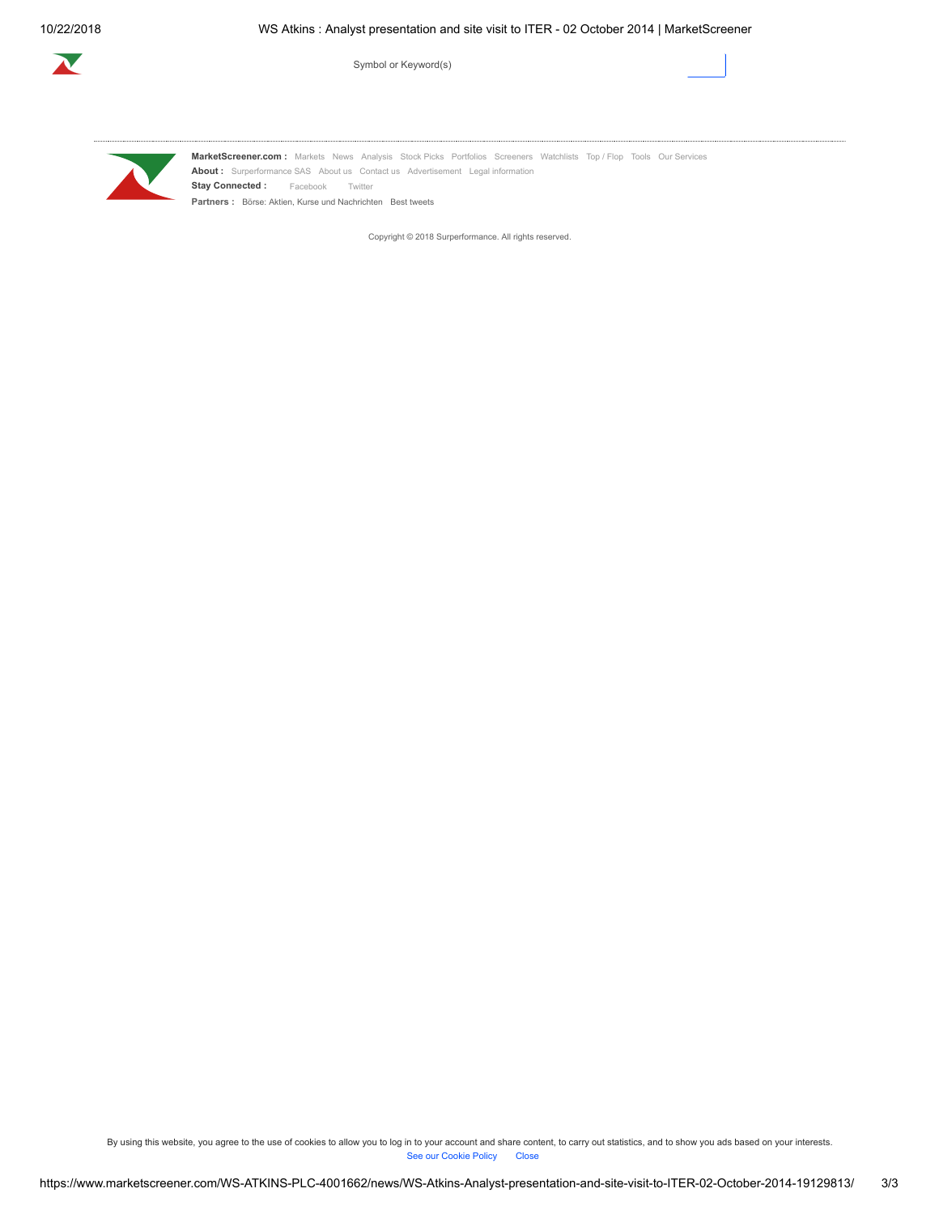Symbol or Keyword(s)

**MarketScreener.com :** Markets News Analysis Stock Picks Portfolios Screeners Watchlists Top / Flop Tools Our Services
**About :** Surperformance SAS About us Contact us Advertisement Legal information
**Stay Connected :** Facebook Twitter
**Partners :** Börse: Aktien, Kurse und Nachrichten Best tweets

Copyright © 2018 Surperformance. All rights reserved.

By using this website, you agree to the use of cookies to allow you to log in to your account and share content, to carry out statistics, and to show you ads based on your interests.
See our Cookie Policy Close